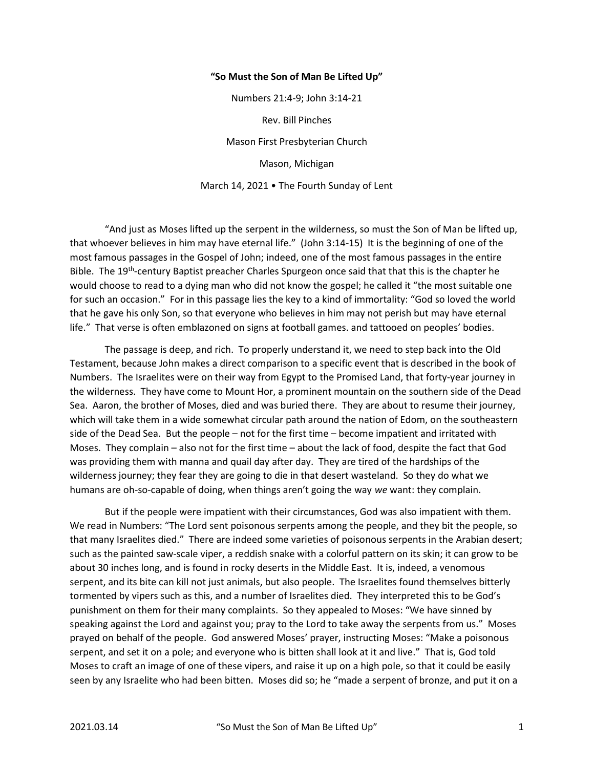**"So Must the Son of Man Be Lifted Up"**

Numbers 21:4-9; John 3:14-21

Rev. Bill Pinches

Mason First Presbyterian Church

Mason, Michigan

March 14, 2021 • The Fourth Sunday of Lent

"And just as Moses lifted up the serpent in the wilderness, so must the Son of Man be lifted up, that whoever believes in him may have eternal life." (John 3:14-15) It is the beginning of one of the most famous passages in the Gospel of John; indeed, one of the most famous passages in the entire Bible. The 19th-century Baptist preacher Charles Spurgeon once said that that this is the chapter he would choose to read to a dying man who did not know the gospel; he called it "the most suitable one for such an occasion." For in this passage lies the key to a kind of immortality: "God so loved the world that he gave his only Son, so that everyone who believes in him may not perish but may have eternal life." That verse is often emblazoned on signs at football games. and tattooed on peoples' bodies.

The passage is deep, and rich. To properly understand it, we need to step back into the Old Testament, because John makes a direct comparison to a specific event that is described in the book of Numbers. The Israelites were on their way from Egypt to the Promised Land, that forty-year journey in the wilderness. They have come to Mount Hor, a prominent mountain on the southern side of the Dead Sea. Aaron, the brother of Moses, died and was buried there. They are about to resume their journey, which will take them in a wide somewhat circular path around the nation of Edom, on the southeastern side of the Dead Sea. But the people – not for the first time – become impatient and irritated with Moses. They complain – also not for the first time – about the lack of food, despite the fact that God was providing them with manna and quail day after day. They are tired of the hardships of the wilderness journey; they fear they are going to die in that desert wasteland. So they do what we humans are oh-so-capable of doing, when things aren't going the way *we* want: they complain.

But if the people were impatient with their circumstances, God was also impatient with them. We read in Numbers: "The Lord sent poisonous serpents among the people, and they bit the people, so that many Israelites died." There are indeed some varieties of poisonous serpents in the Arabian desert; such as the painted saw-scale viper, a reddish snake with a colorful pattern on its skin; it can grow to be about 30 inches long, and is found in rocky deserts in the Middle East. It is, indeed, a venomous serpent, and its bite can kill not just animals, but also people. The Israelites found themselves bitterly tormented by vipers such as this, and a number of Israelites died. They interpreted this to be God's punishment on them for their many complaints. So they appealed to Moses: "We have sinned by speaking against the Lord and against you; pray to the Lord to take away the serpents from us." Moses prayed on behalf of the people. God answered Moses' prayer, instructing Moses: "Make a poisonous serpent, and set it on a pole; and everyone who is bitten shall look at it and live." That is, God told Moses to craft an image of one of these vipers, and raise it up on a high pole, so that it could be easily seen by any Israelite who had been bitten. Moses did so; he "made a serpent of bronze, and put it on a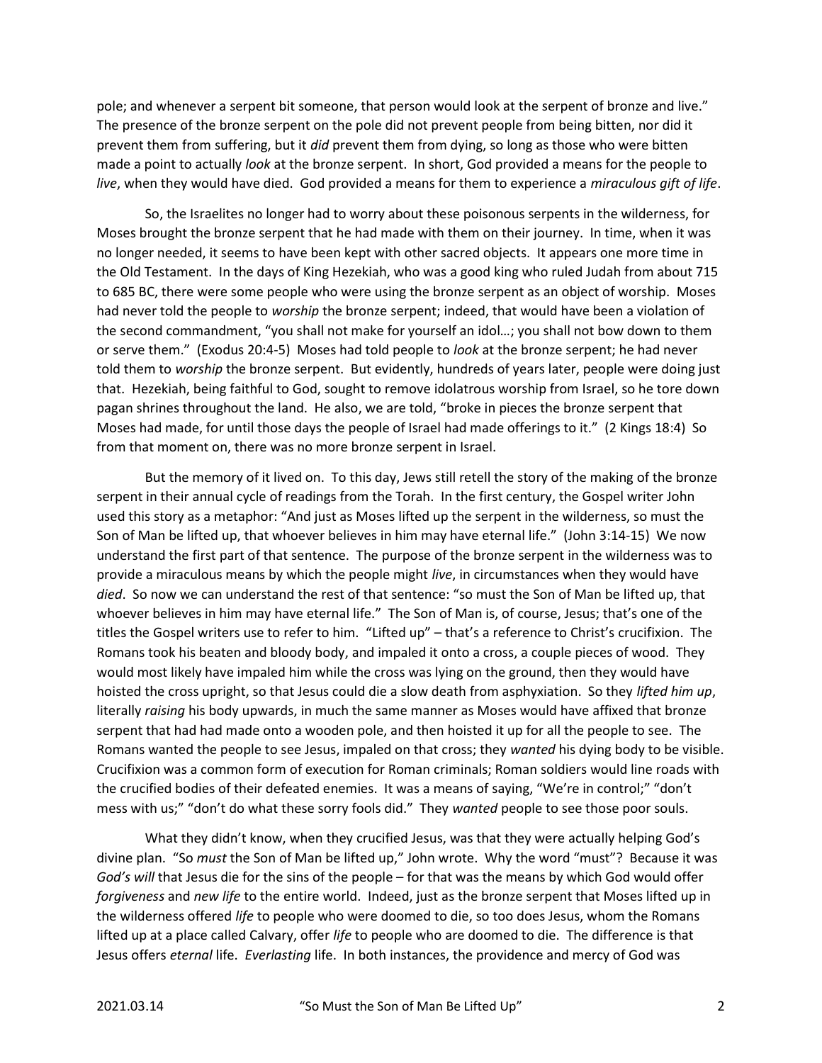pole; and whenever a serpent bit someone, that person would look at the serpent of bronze and live." The presence of the bronze serpent on the pole did not prevent people from being bitten, nor did it prevent them from suffering, but it *did* prevent them from dying, so long as those who were bitten made a point to actually *look* at the bronze serpent. In short, God provided a means for the people to *live*, when they would have died. God provided a means for them to experience a *miraculous gift of life*.

So, the Israelites no longer had to worry about these poisonous serpents in the wilderness, for Moses brought the bronze serpent that he had made with them on their journey. In time, when it was no longer needed, it seems to have been kept with other sacred objects. It appears one more time in the Old Testament. In the days of King Hezekiah, who was a good king who ruled Judah from about 715 to 685 BC, there were some people who were using the bronze serpent as an object of worship. Moses had never told the people to *worship* the bronze serpent; indeed, that would have been a violation of the second commandment, "you shall not make for yourself an idol…; you shall not bow down to them or serve them." (Exodus 20:4-5) Moses had told people to *look* at the bronze serpent; he had never told them to *worship* the bronze serpent. But evidently, hundreds of years later, people were doing just that. Hezekiah, being faithful to God, sought to remove idolatrous worship from Israel, so he tore down pagan shrines throughout the land. He also, we are told, "broke in pieces the bronze serpent that Moses had made, for until those days the people of Israel had made offerings to it." (2 Kings 18:4) So from that moment on, there was no more bronze serpent in Israel.

But the memory of it lived on. To this day, Jews still retell the story of the making of the bronze serpent in their annual cycle of readings from the Torah. In the first century, the Gospel writer John used this story as a metaphor: "And just as Moses lifted up the serpent in the wilderness, so must the Son of Man be lifted up, that whoever believes in him may have eternal life." (John 3:14-15) We now understand the first part of that sentence. The purpose of the bronze serpent in the wilderness was to provide a miraculous means by which the people might *live*, in circumstances when they would have *died*. So now we can understand the rest of that sentence: "so must the Son of Man be lifted up, that whoever believes in him may have eternal life." The Son of Man is, of course, Jesus; that's one of the titles the Gospel writers use to refer to him. "Lifted up" – that's a reference to Christ's crucifixion. The Romans took his beaten and bloody body, and impaled it onto a cross, a couple pieces of wood. They would most likely have impaled him while the cross was lying on the ground, then they would have hoisted the cross upright, so that Jesus could die a slow death from asphyxiation. So they *lifted him up*, literally *raising* his body upwards, in much the same manner as Moses would have affixed that bronze serpent that had had made onto a wooden pole, and then hoisted it up for all the people to see. The Romans wanted the people to see Jesus, impaled on that cross; they *wanted* his dying body to be visible. Crucifixion was a common form of execution for Roman criminals; Roman soldiers would line roads with the crucified bodies of their defeated enemies. It was a means of saying, "We're in control;" "don't mess with us;" "don't do what these sorry fools did." They *wanted* people to see those poor souls.

What they didn't know, when they crucified Jesus, was that they were actually helping God's divine plan. "So *must* the Son of Man be lifted up," John wrote. Why the word "must"? Because it was *God's will* that Jesus die for the sins of the people – for that was the means by which God would offer *forgiveness* and *new life* to the entire world. Indeed, just as the bronze serpent that Moses lifted up in the wilderness offered *life* to people who were doomed to die, so too does Jesus, whom the Romans lifted up at a place called Calvary, offer *life* to people who are doomed to die. The difference is that Jesus offers *eternal* life. *Everlasting* life. In both instances, the providence and mercy of God was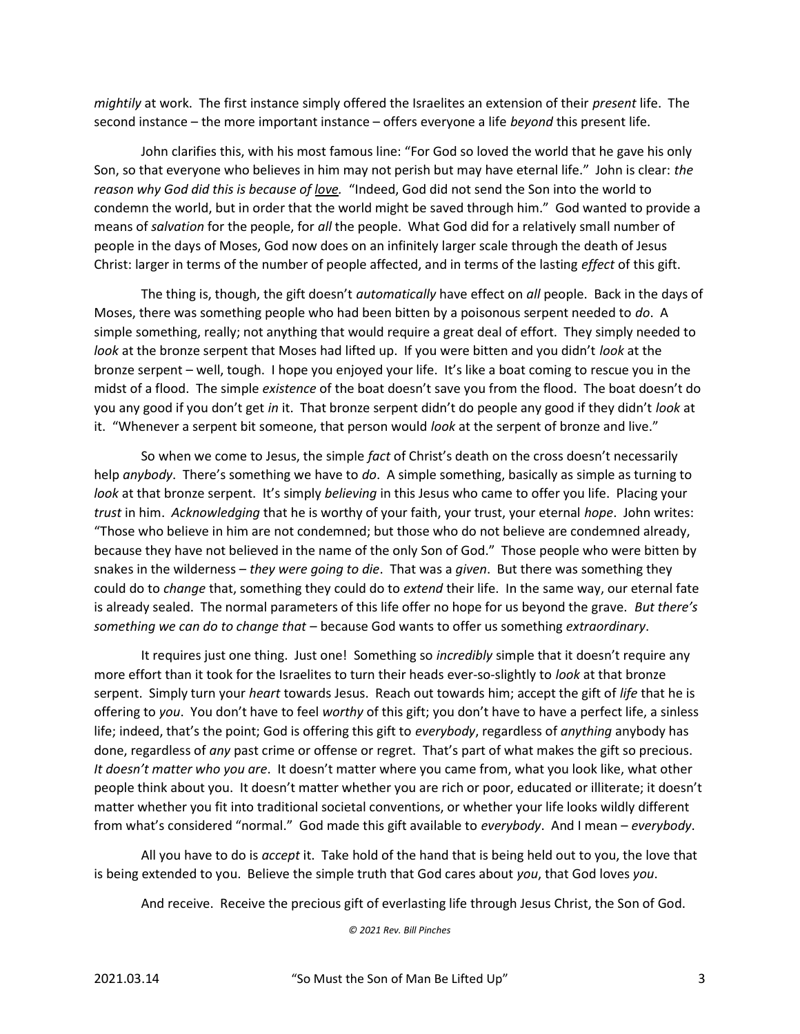*mightily* at work. The first instance simply offered the Israelites an extension of their *present* life. The second instance – the more important instance – offers everyone a life *beyond* this present life.

John clarifies this, with his most famous line: "For God so loved the world that he gave his only Son, so that everyone who believes in him may not perish but may have eternal life." John is clear: *the reason why God did this is because of <u>love</u>.* "Indeed, God did not send the Son into the world to condemn the world, but in order that the world might be saved through him." God wanted to provide a means of *salvation* for the people, for *all* the people. What God did for a relatively small number of people in the days of Moses, God now does on an infinitely larger scale through the death of Jesus Christ: larger in terms of the number of people affected, and in terms of the lasting *effect* of this gift.

The thing is, though, the gift doesn't *automatically* have effect on *all* people. Back in the days of Moses, there was something people who had been bitten by a poisonous serpent needed to *do*. A simple something, really; not anything that would require a great deal of effort. They simply needed to *look* at the bronze serpent that Moses had lifted up. If you were bitten and you didn't *look* at the bronze serpent – well, tough. I hope you enjoyed your life. It's like a boat coming to rescue you in the midst of a flood. The simple *existence* of the boat doesn't save you from the flood. The boat doesn't do you any good if you don't get *in* it. That bronze serpent didn't do people any good if they didn't *look* at it. "Whenever a serpent bit someone, that person would *look* at the serpent of bronze and live."

So when we come to Jesus, the simple *fact* of Christ's death on the cross doesn't necessarily help *anybody*. There's something we have to *do*. A simple something, basically as simple as turning to *look* at that bronze serpent. It's simply *believing* in this Jesus who came to offer you life. Placing your *trust* in him. *Acknowledging* that he is worthy of your faith, your trust, your eternal *hope*. John writes: "Those who believe in him are not condemned; but those who do not believe are condemned already, because they have not believed in the name of the only Son of God." Those people who were bitten by snakes in the wilderness – *they were going to die*. That was a *given*. But there was something they could do to *change* that, something they could do to *extend* their life. In the same way, our eternal fate is already sealed. The normal parameters of this life offer no hope for us beyond the grave. *But there's something we can do to change that* – because God wants to offer us something *extraordinary*.

It requires just one thing. Just one! Something so *incredibly* simple that it doesn't require any more effort than it took for the Israelites to turn their heads ever-so-slightly to *look* at that bronze serpent. Simply turn your *heart* towards Jesus. Reach out towards him; accept the gift of *life* that he is offering to *you*. You don't have to feel *worthy* of this gift; you don't have to have a perfect life, a sinless life; indeed, that's the point; God is offering this gift to *everybody*, regardless of *anything* anybody has done, regardless of *any* past crime or offense or regret. That's part of what makes the gift so precious. *It doesn't matter who you are*. It doesn't matter where you came from, what you look like, what other people think about you. It doesn't matter whether you are rich or poor, educated or illiterate; it doesn't matter whether you fit into traditional societal conventions, or whether your life looks wildly different from what's considered "normal." God made this gift available to *everybody*. And I mean – *everybody*.

All you have to do is *accept* it. Take hold of the hand that is being held out to you, the love that is being extended to you. Believe the simple truth that God cares about *you*, that God loves *you*.

And receive. Receive the precious gift of everlasting life through Jesus Christ, the Son of God.

*© 2021 Rev. Bill Pinches*